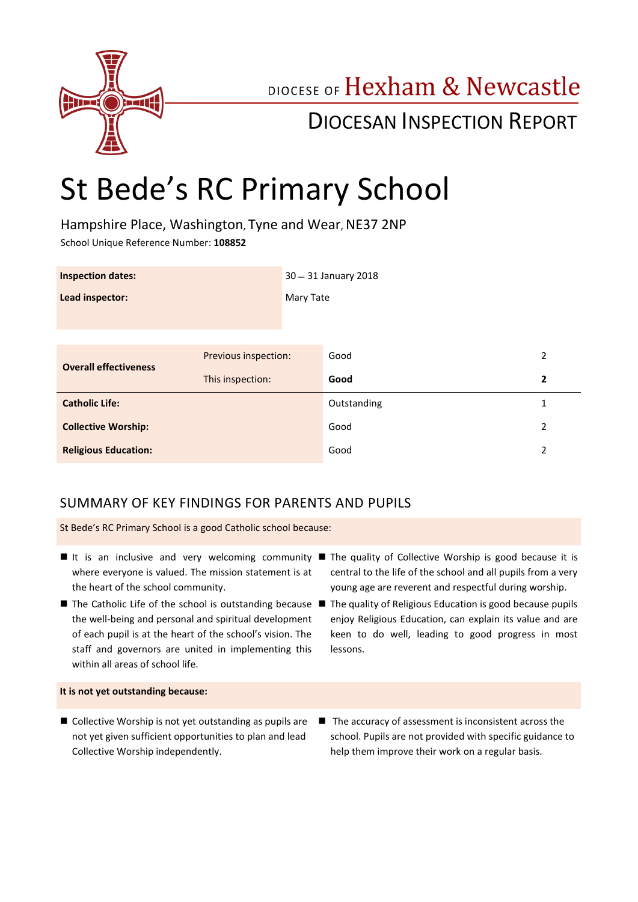DIOCESE OF Hexham & Newcastle

DIOCESAN INSPECTION REPORT

# St Bede's RC Primary School

Hampshire Place, Washington, Tyne and Wear, NE37 2NP

School Unique Reference Number: **108852**

| | |
|---|---|
| **Inspection dates:** | 30 – 31 January 2018 |
| **Lead inspector:** | Mary Tate |

| | | | |
|---|---|---|---|
| **Overall effectiveness** | Previous inspection: | Good | 2 |
| | This inspection: | **Good** | **2** |
| **Catholic Life:** | | Outstanding | 1 |
| **Collective Worship:** | | Good | 2 |
| **Religious Education:** | | Good | 2 |

## SUMMARY OF KEY FINDINGS FOR PARENTS AND PUPILS

St Bede's RC Primary School is a good Catholic school because:

- It is an inclusive and very welcoming community where everyone is valued. The mission statement is at the heart of the school community.
- The Catholic Life of the school is outstanding because the well-being and personal and spiritual development of each pupil is at the heart of the school's vision. The staff and governors are united in implementing this within all areas of school life.
- The quality of Collective Worship is good because it is central to the life of the school and all pupils from a very young age are reverent and respectful during worship.
- The quality of Religious Education is good because pupils enjoy Religious Education, can explain its value and are keen to do well, leading to good progress in most lessons.

**It is not yet outstanding because:**

- Collective Worship is not yet outstanding as pupils are not yet given sufficient opportunities to plan and lead Collective Worship independently.
- The accuracy of assessment is inconsistent across the school. Pupils are not provided with specific guidance to help them improve their work on a regular basis.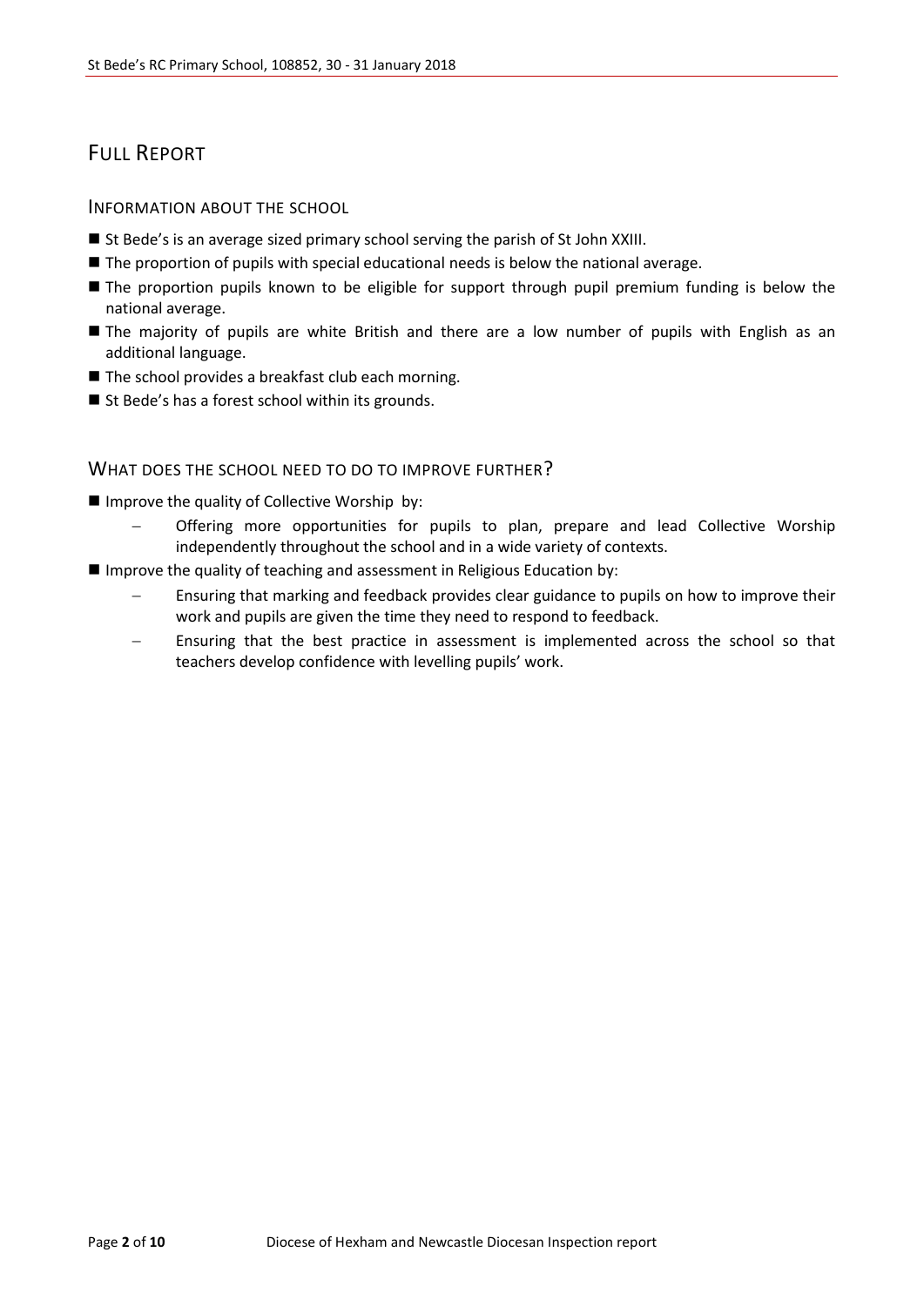# FULL REPORT

## INFORMATION ABOUT THE SCHOOL

- St Bede's is an average sized primary school serving the parish of St John XXIII.
- The proportion of pupils with special educational needs is below the national average.
- The proportion pupils known to be eligible for support through pupil premium funding is below the national average.
- The majority of pupils are white British and there are a low number of pupils with English as an additional language.
- The school provides a breakfast club each morning.
- St Bede's has a forest school within its grounds.

## WHAT DOES THE SCHOOL NEED TO DO TO IMPROVE FURTHER?

- Improve the quality of Collective Worship by:
  - Offering more opportunities for pupils to plan, prepare and lead Collective Worship independently throughout the school and in a wide variety of contexts.
- Improve the quality of teaching and assessment in Religious Education by:
  - Ensuring that marking and feedback provides clear guidance to pupils on how to improve their work and pupils are given the time they need to respond to feedback.
  - Ensuring that the best practice in assessment is implemented across the school so that teachers develop confidence with levelling pupils' work.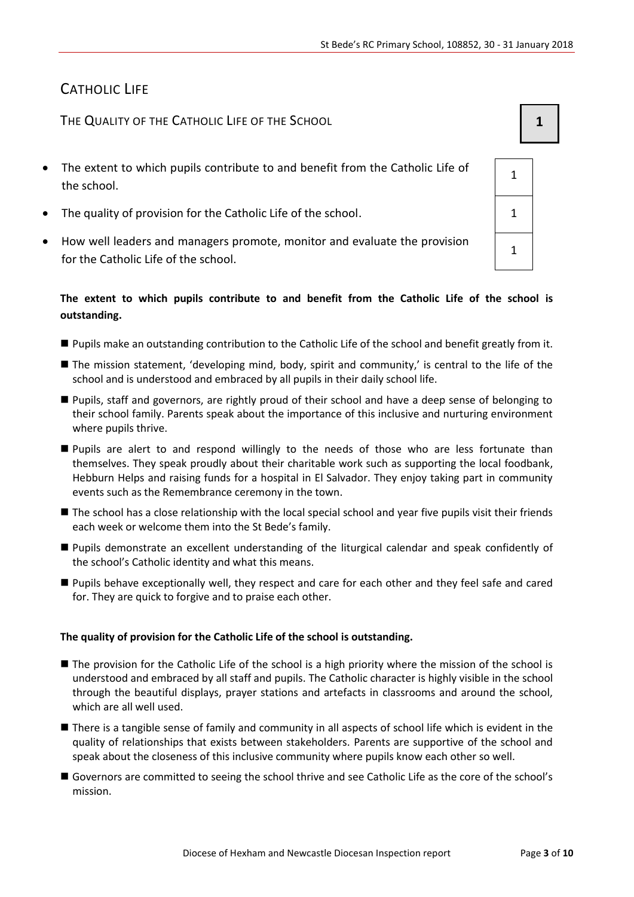## CATHOLIC LIFE

### THE QUALITY OF THE CATHOLIC LIFE OF THE SCHOOL — 1

| Judgement | Grade |
| --- | --- |
| The extent to which pupils contribute to and benefit from the Catholic Life of the school. | 1 |
| The quality of provision for the Catholic Life of the school. | 1 |
| How well leaders and managers promote, monitor and evaluate the provision for the Catholic Life of the school. | 1 |

**The extent to which pupils contribute to and benefit from the Catholic Life of the school is outstanding.**

- Pupils make an outstanding contribution to the Catholic Life of the school and benefit greatly from it.
- The mission statement, 'developing mind, body, spirit and community,' is central to the life of the school and is understood and embraced by all pupils in their daily school life.
- Pupils, staff and governors, are rightly proud of their school and have a deep sense of belonging to their school family. Parents speak about the importance of this inclusive and nurturing environment where pupils thrive.
- Pupils are alert to and respond willingly to the needs of those who are less fortunate than themselves. They speak proudly about their charitable work such as supporting the local foodbank, Hebburn Helps and raising funds for a hospital in El Salvador. They enjoy taking part in community events such as the Remembrance ceremony in the town.
- The school has a close relationship with the local special school and year five pupils visit their friends each week or welcome them into the St Bede's family.
- Pupils demonstrate an excellent understanding of the liturgical calendar and speak confidently of the school's Catholic identity and what this means.
- Pupils behave exceptionally well, they respect and care for each other and they feel safe and cared for. They are quick to forgive and to praise each other.

**The quality of provision for the Catholic Life of the school is outstanding.**

- The provision for the Catholic Life of the school is a high priority where the mission of the school is understood and embraced by all staff and pupils. The Catholic character is highly visible in the school through the beautiful displays, prayer stations and artefacts in classrooms and around the school, which are all well used.
- There is a tangible sense of family and community in all aspects of school life which is evident in the quality of relationships that exists between stakeholders. Parents are supportive of the school and speak about the closeness of this inclusive community where pupils know each other so well.
- Governors are committed to seeing the school thrive and see Catholic Life as the core of the school's mission.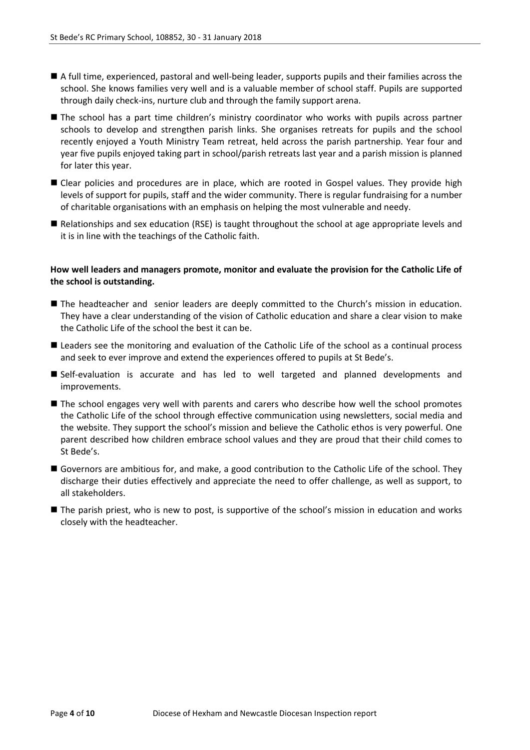- A full time, experienced, pastoral and well-being leader, supports pupils and their families across the school. She knows families very well and is a valuable member of school staff. Pupils are supported through daily check-ins, nurture club and through the family support arena.
- The school has a part time children's ministry coordinator who works with pupils across partner schools to develop and strengthen parish links. She organises retreats for pupils and the school recently enjoyed a Youth Ministry Team retreat, held across the parish partnership. Year four and year five pupils enjoyed taking part in school/parish retreats last year and a parish mission is planned for later this year.
- Clear policies and procedures are in place, which are rooted in Gospel values. They provide high levels of support for pupils, staff and the wider community. There is regular fundraising for a number of charitable organisations with an emphasis on helping the most vulnerable and needy.
- Relationships and sex education (RSE) is taught throughout the school at age appropriate levels and it is in line with the teachings of the Catholic faith.

**How well leaders and managers promote, monitor and evaluate the provision for the Catholic Life of the school is outstanding.**

- The headteacher and senior leaders are deeply committed to the Church's mission in education. They have a clear understanding of the vision of Catholic education and share a clear vision to make the Catholic Life of the school the best it can be.
- Leaders see the monitoring and evaluation of the Catholic Life of the school as a continual process and seek to ever improve and extend the experiences offered to pupils at St Bede's.
- Self-evaluation is accurate and has led to well targeted and planned developments and improvements.
- The school engages very well with parents and carers who describe how well the school promotes the Catholic Life of the school through effective communication using newsletters, social media and the website. They support the school's mission and believe the Catholic ethos is very powerful. One parent described how children embrace school values and they are proud that their child comes to St Bede's.
- Governors are ambitious for, and make, a good contribution to the Catholic Life of the school. They discharge their duties effectively and appreciate the need to offer challenge, as well as support, to all stakeholders.
- The parish priest, who is new to post, is supportive of the school's mission in education and works closely with the headteacher.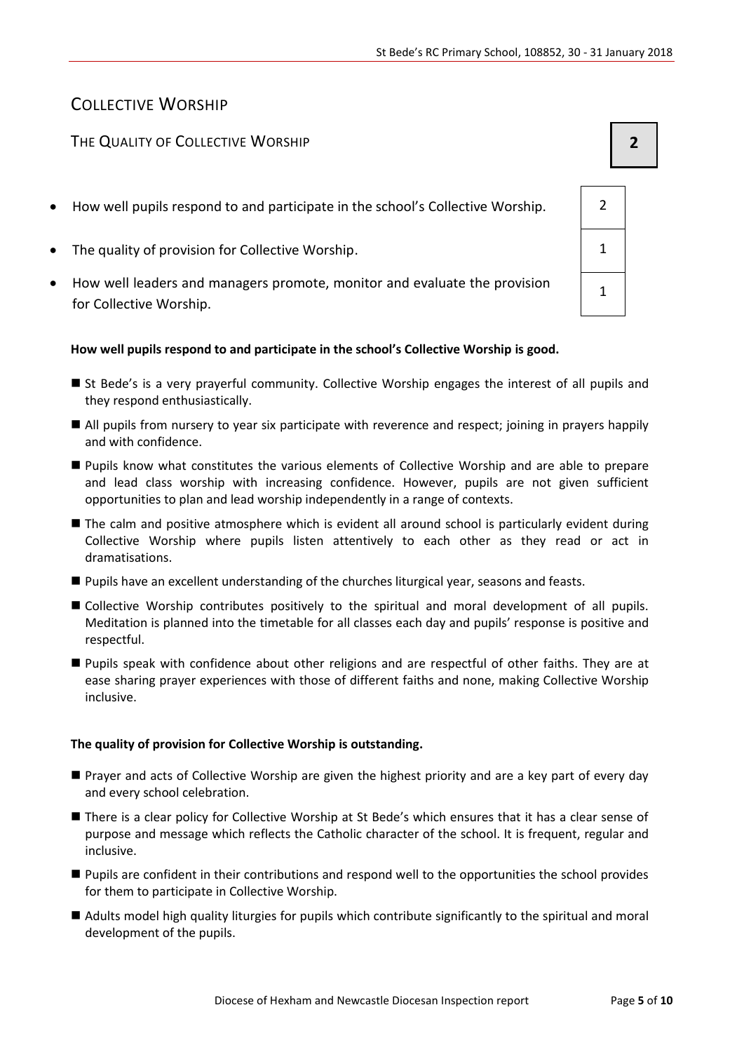## COLLECTIVE WORSHIP

### THE QUALITY OF COLLECTIVE WORSHIP

**2**

| | |
|---|---|
| How well pupils respond to and participate in the school's Collective Worship. | 2 |
| The quality of provision for Collective Worship. | 1 |
| How well leaders and managers promote, monitor and evaluate the provision for Collective Worship. | 1 |

**How well pupils respond to and participate in the school's Collective Worship is good.**

- St Bede's is a very prayerful community. Collective Worship engages the interest of all pupils and they respond enthusiastically.
- All pupils from nursery to year six participate with reverence and respect; joining in prayers happily and with confidence.
- Pupils know what constitutes the various elements of Collective Worship and are able to prepare and lead class worship with increasing confidence. However, pupils are not given sufficient opportunities to plan and lead worship independently in a range of contexts.
- The calm and positive atmosphere which is evident all around school is particularly evident during Collective Worship where pupils listen attentively to each other as they read or act in dramatisations.
- Pupils have an excellent understanding of the churches liturgical year, seasons and feasts.
- Collective Worship contributes positively to the spiritual and moral development of all pupils. Meditation is planned into the timetable for all classes each day and pupils' response is positive and respectful.
- Pupils speak with confidence about other religions and are respectful of other faiths. They are at ease sharing prayer experiences with those of different faiths and none, making Collective Worship inclusive.

**The quality of provision for Collective Worship is outstanding.**

- Prayer and acts of Collective Worship are given the highest priority and are a key part of every day and every school celebration.
- There is a clear policy for Collective Worship at St Bede's which ensures that it has a clear sense of purpose and message which reflects the Catholic character of the school. It is frequent, regular and inclusive.
- Pupils are confident in their contributions and respond well to the opportunities the school provides for them to participate in Collective Worship.
- Adults model high quality liturgies for pupils which contribute significantly to the spiritual and moral development of the pupils.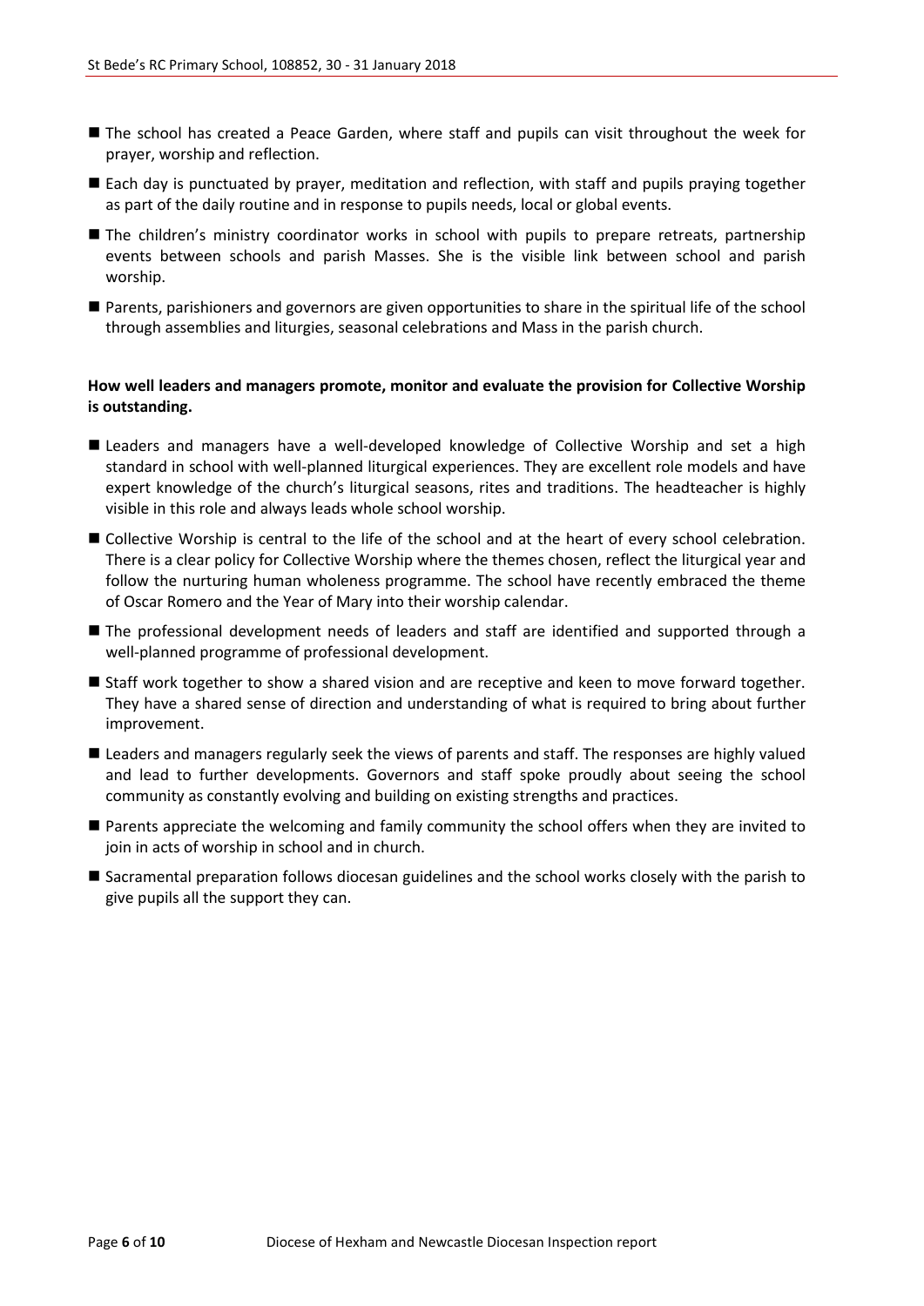- The school has created a Peace Garden, where staff and pupils can visit throughout the week for prayer, worship and reflection.
- Each day is punctuated by prayer, meditation and reflection, with staff and pupils praying together as part of the daily routine and in response to pupils needs, local or global events.
- The children's ministry coordinator works in school with pupils to prepare retreats, partnership events between schools and parish Masses. She is the visible link between school and parish worship.
- Parents, parishioners and governors are given opportunities to share in the spiritual life of the school through assemblies and liturgies, seasonal celebrations and Mass in the parish church.

**How well leaders and managers promote, monitor and evaluate the provision for Collective Worship is outstanding.**

- Leaders and managers have a well-developed knowledge of Collective Worship and set a high standard in school with well-planned liturgical experiences. They are excellent role models and have expert knowledge of the church's liturgical seasons, rites and traditions. The headteacher is highly visible in this role and always leads whole school worship.
- Collective Worship is central to the life of the school and at the heart of every school celebration. There is a clear policy for Collective Worship where the themes chosen, reflect the liturgical year and follow the nurturing human wholeness programme. The school have recently embraced the theme of Oscar Romero and the Year of Mary into their worship calendar.
- The professional development needs of leaders and staff are identified and supported through a well-planned programme of professional development.
- Staff work together to show a shared vision and are receptive and keen to move forward together. They have a shared sense of direction and understanding of what is required to bring about further improvement.
- Leaders and managers regularly seek the views of parents and staff. The responses are highly valued and lead to further developments. Governors and staff spoke proudly about seeing the school community as constantly evolving and building on existing strengths and practices.
- Parents appreciate the welcoming and family community the school offers when they are invited to join in acts of worship in school and in church.
- Sacramental preparation follows diocesan guidelines and the school works closely with the parish to give pupils all the support they can.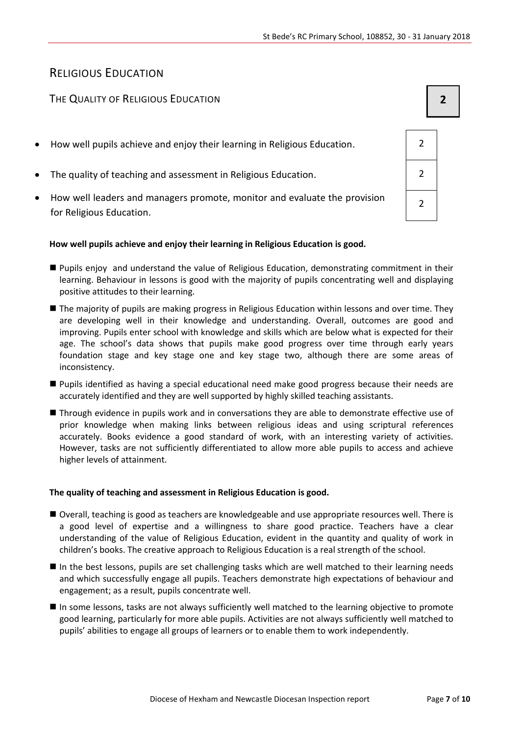## RELIGIOUS EDUCATION

### THE QUALITY OF RELIGIOUS EDUCATION

**2**

| | |
|---|---|
| How well pupils achieve and enjoy their learning in Religious Education. | 2 |
| The quality of teaching and assessment in Religious Education. | 2 |
| How well leaders and managers promote, monitor and evaluate the provision for Religious Education. | 2 |

**How well pupils achieve and enjoy their learning in Religious Education is good.**

- Pupils enjoy and understand the value of Religious Education, demonstrating commitment in their learning. Behaviour in lessons is good with the majority of pupils concentrating well and displaying positive attitudes to their learning.
- The majority of pupils are making progress in Religious Education within lessons and over time. They are developing well in their knowledge and understanding. Overall, outcomes are good and improving. Pupils enter school with knowledge and skills which are below what is expected for their age. The school's data shows that pupils make good progress over time through early years foundation stage and key stage one and key stage two, although there are some areas of inconsistency.
- Pupils identified as having a special educational need make good progress because their needs are accurately identified and they are well supported by highly skilled teaching assistants.
- Through evidence in pupils work and in conversations they are able to demonstrate effective use of prior knowledge when making links between religious ideas and using scriptural references accurately. Books evidence a good standard of work, with an interesting variety of activities. However, tasks are not sufficiently differentiated to allow more able pupils to access and achieve higher levels of attainment.

**The quality of teaching and assessment in Religious Education is good.**

- Overall, teaching is good as teachers are knowledgeable and use appropriate resources well. There is a good level of expertise and a willingness to share good practice. Teachers have a clear understanding of the value of Religious Education, evident in the quantity and quality of work in children's books. The creative approach to Religious Education is a real strength of the school.
- In the best lessons, pupils are set challenging tasks which are well matched to their learning needs and which successfully engage all pupils. Teachers demonstrate high expectations of behaviour and engagement; as a result, pupils concentrate well.
- In some lessons, tasks are not always sufficiently well matched to the learning objective to promote good learning, particularly for more able pupils. Activities are not always sufficiently well matched to pupils' abilities to engage all groups of learners or to enable them to work independently.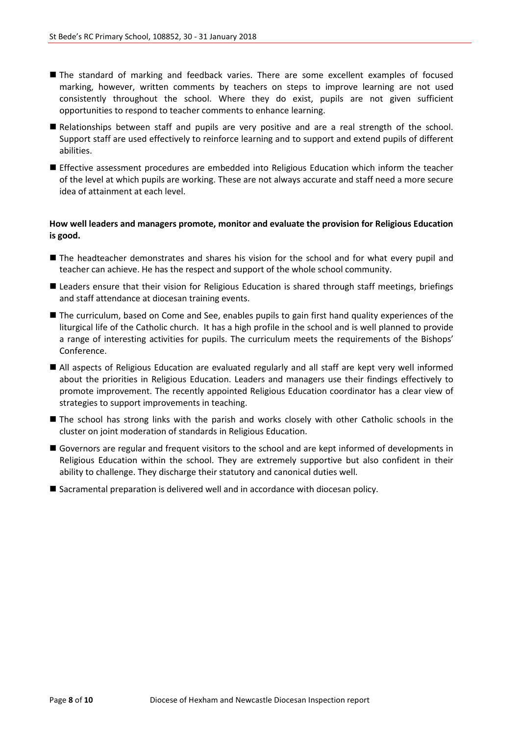- The standard of marking and feedback varies. There are some excellent examples of focused marking, however, written comments by teachers on steps to improve learning are not used consistently throughout the school. Where they do exist, pupils are not given sufficient opportunities to respond to teacher comments to enhance learning.
- Relationships between staff and pupils are very positive and are a real strength of the school. Support staff are used effectively to reinforce learning and to support and extend pupils of different abilities.
- Effective assessment procedures are embedded into Religious Education which inform the teacher of the level at which pupils are working. These are not always accurate and staff need a more secure idea of attainment at each level.

**How well leaders and managers promote, monitor and evaluate the provision for Religious Education is good.**

- The headteacher demonstrates and shares his vision for the school and for what every pupil and teacher can achieve. He has the respect and support of the whole school community.
- Leaders ensure that their vision for Religious Education is shared through staff meetings, briefings and staff attendance at diocesan training events.
- The curriculum, based on Come and See, enables pupils to gain first hand quality experiences of the liturgical life of the Catholic church. It has a high profile in the school and is well planned to provide a range of interesting activities for pupils. The curriculum meets the requirements of the Bishops' Conference.
- All aspects of Religious Education are evaluated regularly and all staff are kept very well informed about the priorities in Religious Education. Leaders and managers use their findings effectively to promote improvement. The recently appointed Religious Education coordinator has a clear view of strategies to support improvements in teaching.
- The school has strong links with the parish and works closely with other Catholic schools in the cluster on joint moderation of standards in Religious Education.
- Governors are regular and frequent visitors to the school and are kept informed of developments in Religious Education within the school. They are extremely supportive but also confident in their ability to challenge. They discharge their statutory and canonical duties well.
- Sacramental preparation is delivered well and in accordance with diocesan policy.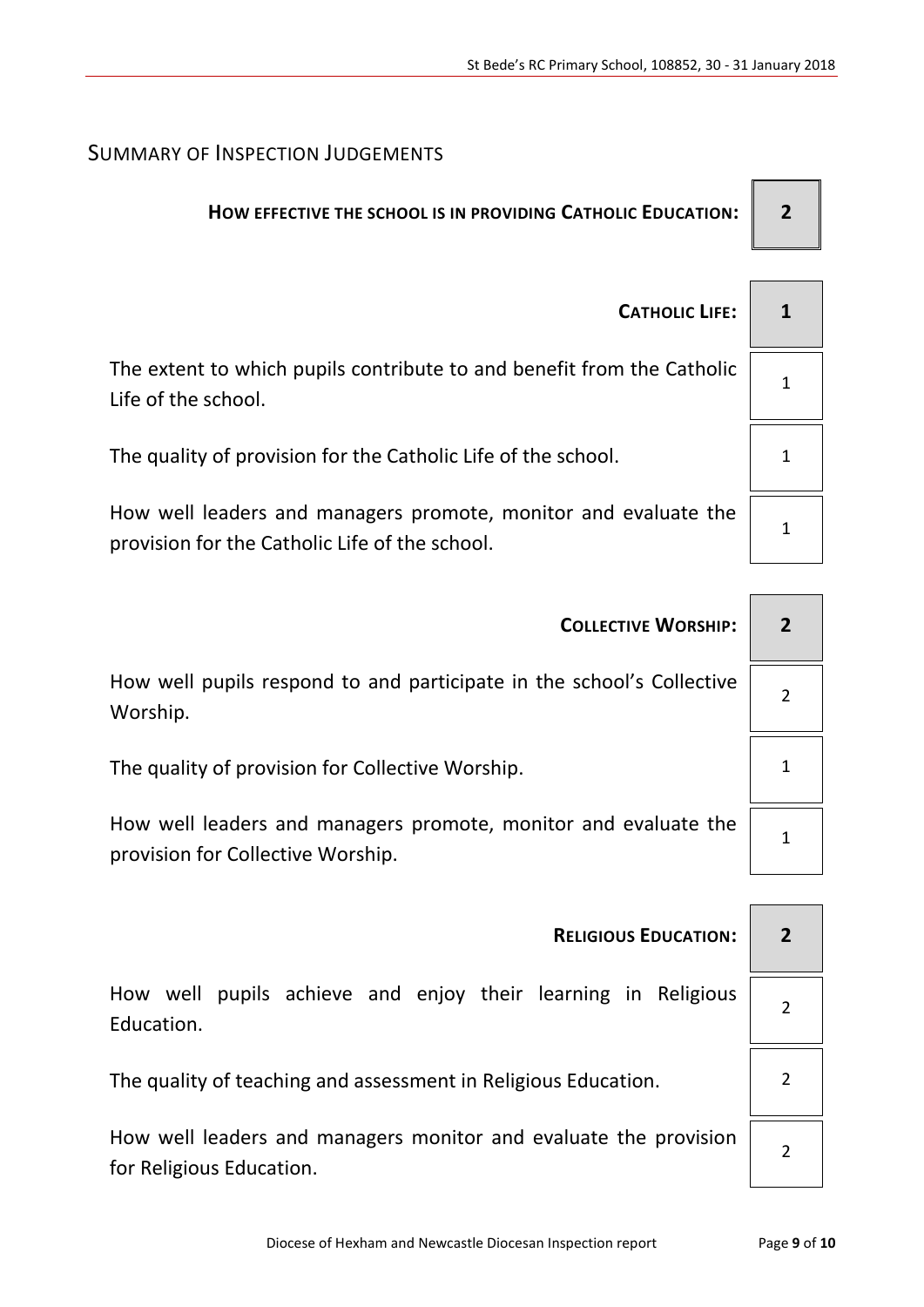## Summary of Inspection Judgements

| | |
|---|---|
| **How effective the school is in providing Catholic Education:** | **2** |
| **Catholic Life:** | **1** |
| The extent to which pupils contribute to and benefit from the Catholic Life of the school. | 1 |
| The quality of provision for the Catholic Life of the school. | 1 |
| How well leaders and managers promote, monitor and evaluate the provision for the Catholic Life of the school. | 1 |
| **Collective Worship:** | **2** |
| How well pupils respond to and participate in the school's Collective Worship. | 2 |
| The quality of provision for Collective Worship. | 1 |
| How well leaders and managers promote, monitor and evaluate the provision for Collective Worship. | 1 |
| **Religious Education:** | **2** |
| How well pupils achieve and enjoy their learning in Religious Education. | 2 |
| The quality of teaching and assessment in Religious Education. | 2 |
| How well leaders and managers monitor and evaluate the provision for Religious Education. | 2 |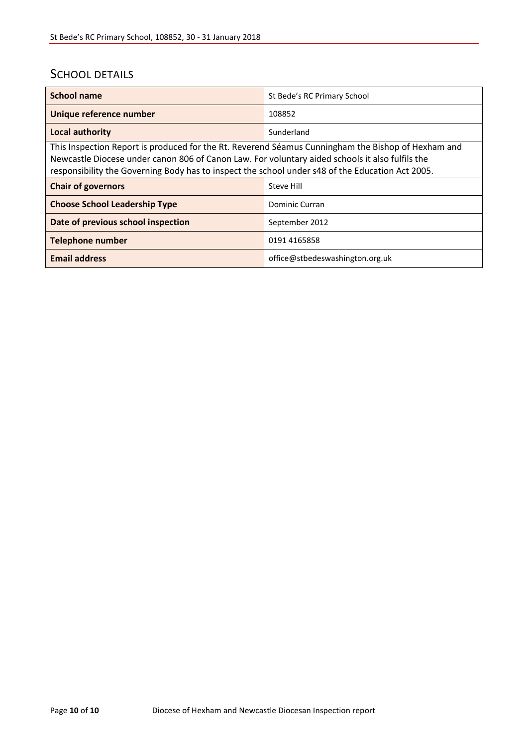## School Details

| | |
|---|---|
| **School name** | St Bede's RC Primary School |
| **Unique reference number** | 108852 |
| **Local authority** | Sunderland |
| This Inspection Report is produced for the Rt. Reverend Séamus Cunningham the Bishop of Hexham and Newcastle Diocese under canon 806 of Canon Law. For voluntary aided schools it also fulfils the responsibility the Governing Body has to inspect the school under s48 of the Education Act 2005. | |
| **Chair of governors** | Steve Hill |
| **Choose School Leadership Type** | Dominic Curran |
| **Date of previous school inspection** | September 2012 |
| **Telephone number** | 0191 4165858 |
| **Email address** | office@stbedeswashington.org.uk |